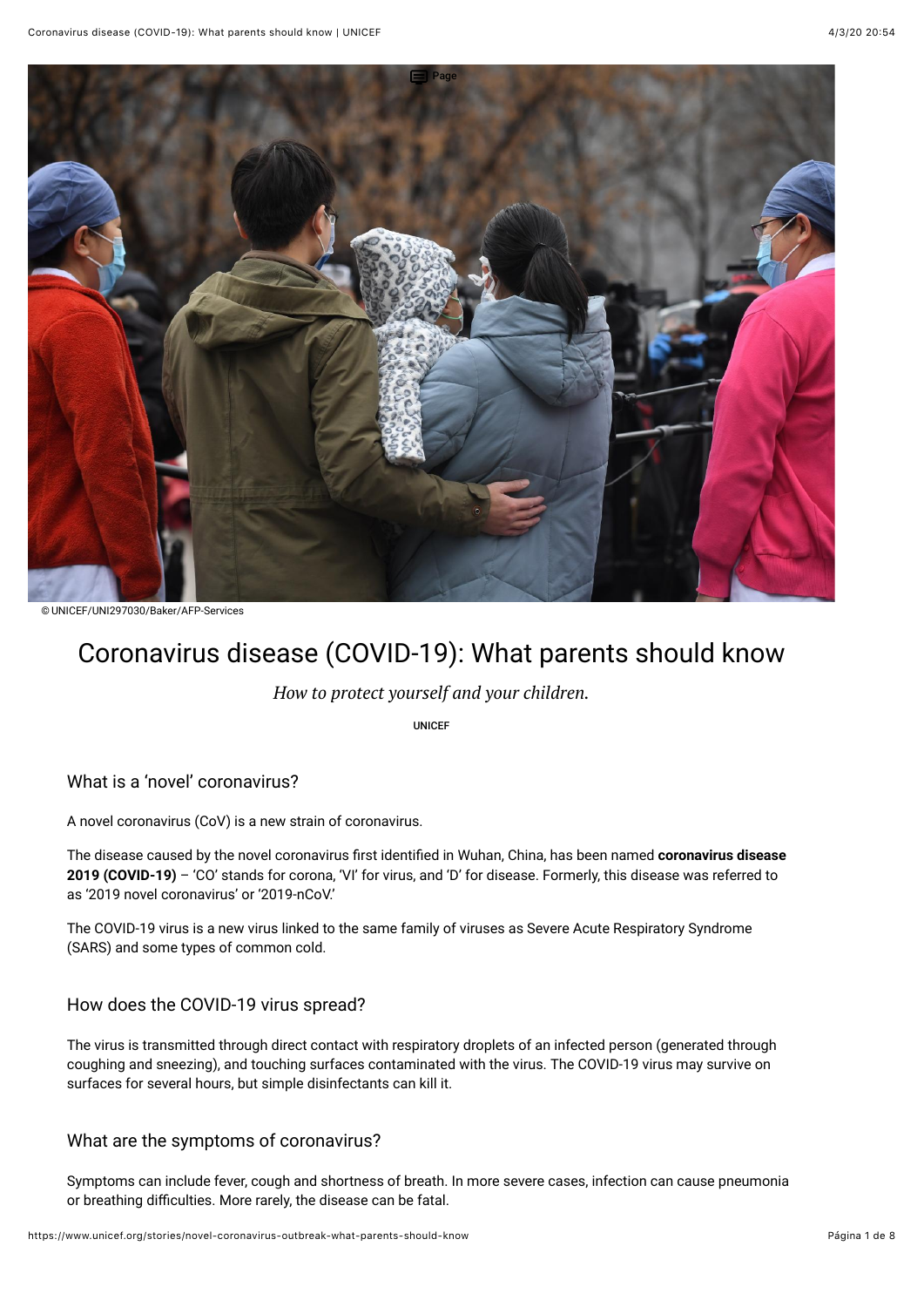© UNICEF/UNI297030/Baker/AFP-Services

# Coronavirus disease (COVID-19): What parents should know

*How to protect yourself and your children.*

UNICEF

## What is a 'novel' coronavirus?

A novel coronavirus (CoV) is a new strain of coronavirus.

The disease caused by the novel coronavirus first identified in Wuhan, China, has been named **coronavirus disease 2019 (COVID-19)** – 'CO' stands for corona, 'VI' for virus, and 'D' for disease. Formerly, this disease was referred to as '2019 novel coronavirus' or '2019-nCoV.'

The COVID-19 virus is a new virus linked to the same family of viruses as Severe Acute Respiratory Syndrome (SARS) and some types of common cold.

## How does the COVID-19 virus spread?

The virus is transmitted through direct contact with respiratory droplets of an infected person (generated through coughing and sneezing), and touching surfaces contaminated with the virus. The COVID-19 virus may survive on surfaces for several hours, but simple disinfectants can kill it.

## What are the symptoms of coronavirus?

Symptoms can include fever, cough and shortness of breath. In more severe cases, infection can cause pneumonia or breathing difficulties. More rarely, the disease can be fatal.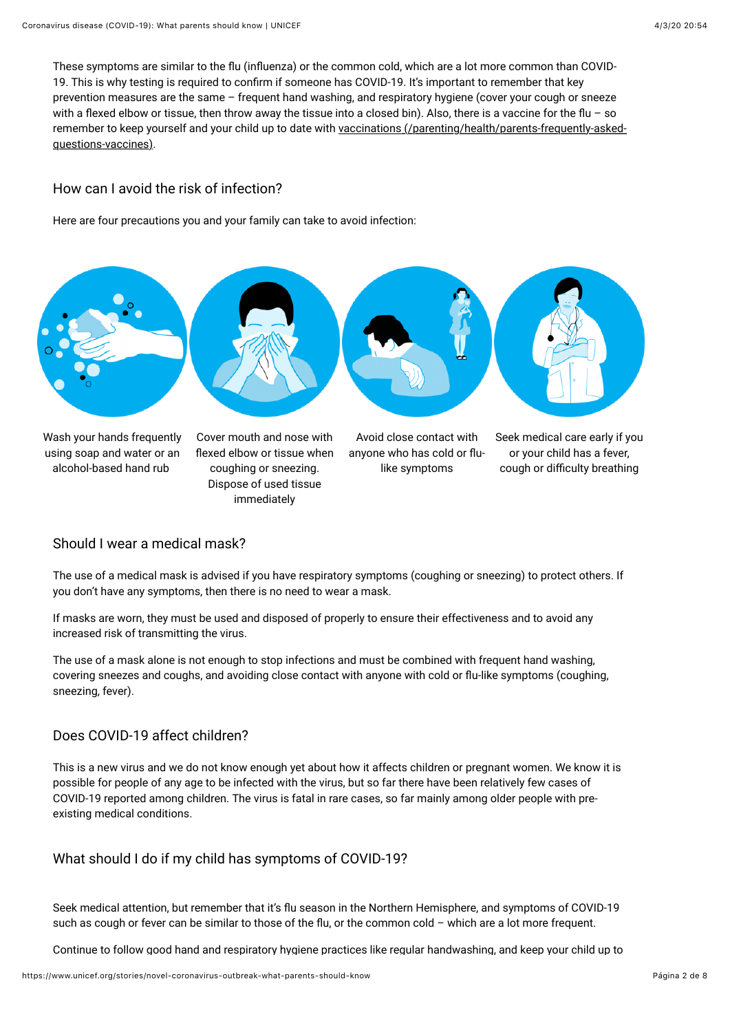These symptoms are similar to the flu (influenza) or the common cold, which are a lot more common than COVID-19. This is why testing is required to confirm if someone has COVID-19. It's important to remember that key prevention measures are the same – frequent hand washing, and respiratory hygiene (cover your cough or sneeze with a flexed elbow or tissue, then throw away the tissue into a closed bin). Also, there is a vaccine for the flu – so remember to keep yourself and your child up to date with vaccinations (/parenting/health/parents-frequently-asked-questions-vaccines).

## How can I avoid the risk of infection?

Here are four precautions you and your family can take to avoid infection:

Wash your hands frequently using soap and water or an alcohol-based hand rub

Cover mouth and nose with flexed elbow or tissue when coughing or sneezing. Dispose of used tissue immediately

Avoid close contact with anyone who has cold or flu-like symptoms

Seek medical care early if you or your child has a fever, cough or difficulty breathing

## Should I wear a medical mask?

The use of a medical mask is advised if you have respiratory symptoms (coughing or sneezing) to protect others. If you don't have any symptoms, then there is no need to wear a mask.

If masks are worn, they must be used and disposed of properly to ensure their effectiveness and to avoid any increased risk of transmitting the virus.

The use of a mask alone is not enough to stop infections and must be combined with frequent hand washing, covering sneezes and coughs, and avoiding close contact with anyone with cold or flu-like symptoms (coughing, sneezing, fever).

## Does COVID-19 affect children?

This is a new virus and we do not know enough yet about how it affects children or pregnant women. We know it is possible for people of any age to be infected with the virus, but so far there have been relatively few cases of COVID-19 reported among children. The virus is fatal in rare cases, so far mainly among older people with pre-existing medical conditions.

## What should I do if my child has symptoms of COVID-19?

Seek medical attention, but remember that it's flu season in the Northern Hemisphere, and symptoms of COVID-19 such as cough or fever can be similar to those of the flu, or the common cold – which are a lot more frequent.

Continue to follow good hand and respiratory hygiene practices like regular handwashing, and keep your child up to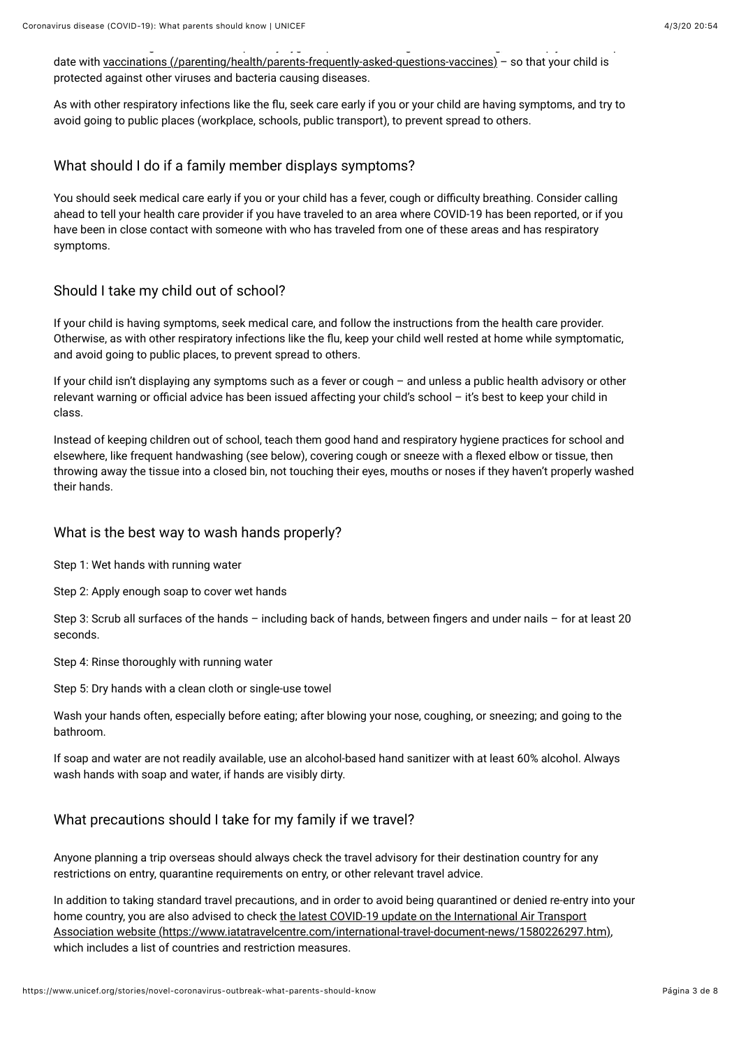date with [vaccinations (/parenting/health/parents-frequently-asked-questions-vaccines)](/parenting/health/parents-frequently-asked-questions-vaccines) – so that your child is protected against other viruses and bacteria causing diseases.

As with other respiratory infections like the flu, seek care early if you or your child are having symptoms, and try to avoid going to public places (workplace, schools, public transport), to prevent spread to others.

## What should I do if a family member displays symptoms?

You should seek medical care early if you or your child has a fever, cough or difficulty breathing. Consider calling ahead to tell your health care provider if you have traveled to an area where COVID-19 has been reported, or if you have been in close contact with someone with who has traveled from one of these areas and has respiratory symptoms.

## Should I take my child out of school?

If your child is having symptoms, seek medical care, and follow the instructions from the health care provider. Otherwise, as with other respiratory infections like the flu, keep your child well rested at home while symptomatic, and avoid going to public places, to prevent spread to others.

If your child isn't displaying any symptoms such as a fever or cough – and unless a public health advisory or other relevant warning or official advice has been issued affecting your child's school – it's best to keep your child in class.

Instead of keeping children out of school, teach them good hand and respiratory hygiene practices for school and elsewhere, like frequent handwashing (see below), covering cough or sneeze with a flexed elbow or tissue, then throwing away the tissue into a closed bin, not touching their eyes, mouths or noses if they haven't properly washed their hands.

## What is the best way to wash hands properly?

Step 1: Wet hands with running water

Step 2: Apply enough soap to cover wet hands

Step 3: Scrub all surfaces of the hands – including back of hands, between fingers and under nails – for at least 20 seconds.

Step 4: Rinse thoroughly with running water

Step 5: Dry hands with a clean cloth or single-use towel

Wash your hands often, especially before eating; after blowing your nose, coughing, or sneezing; and going to the bathroom.

If soap and water are not readily available, use an alcohol-based hand sanitizer with at least 60% alcohol. Always wash hands with soap and water, if hands are visibly dirty.

## What precautions should I take for my family if we travel?

Anyone planning a trip overseas should always check the travel advisory for their destination country for any restrictions on entry, quarantine requirements on entry, or other relevant travel advice.

In addition to taking standard travel precautions, and in order to avoid being quarantined or denied re-entry into your home country, you are also advised to check [the latest COVID-19 update on the International Air Transport Association website (https://www.iatatravelcentre.com/international-travel-document-news/1580226297.htm)](https://www.iatatravelcentre.com/international-travel-document-news/1580226297.htm), which includes a list of countries and restriction measures.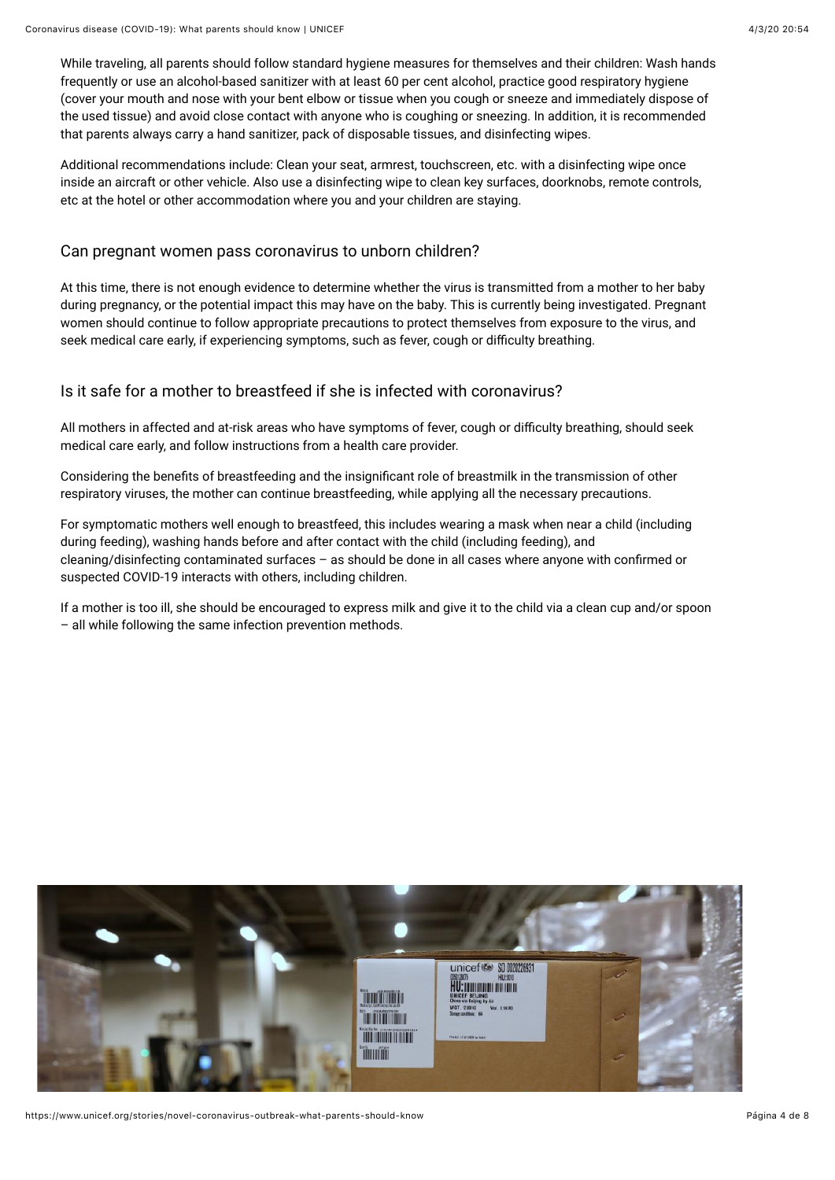While traveling, all parents should follow standard hygiene measures for themselves and their children: Wash hands frequently or use an alcohol-based sanitizer with at least 60 per cent alcohol, practice good respiratory hygiene (cover your mouth and nose with your bent elbow or tissue when you cough or sneeze and immediately dispose of the used tissue) and avoid close contact with anyone who is coughing or sneezing. In addition, it is recommended that parents always carry a hand sanitizer, pack of disposable tissues, and disinfecting wipes.

Additional recommendations include: Clean your seat, armrest, touchscreen, etc. with a disinfecting wipe once inside an aircraft or other vehicle. Also use a disinfecting wipe to clean key surfaces, doorknobs, remote controls, etc at the hotel or other accommodation where you and your children are staying.

## Can pregnant women pass coronavirus to unborn children?

At this time, there is not enough evidence to determine whether the virus is transmitted from a mother to her baby during pregnancy, or the potential impact this may have on the baby. This is currently being investigated. Pregnant women should continue to follow appropriate precautions to protect themselves from exposure to the virus, and seek medical care early, if experiencing symptoms, such as fever, cough or difficulty breathing.

## Is it safe for a mother to breastfeed if she is infected with coronavirus?

All mothers in affected and at-risk areas who have symptoms of fever, cough or difficulty breathing, should seek medical care early, and follow instructions from a health care provider.

Considering the benefits of breastfeeding and the insignificant role of breastmilk in the transmission of other respiratory viruses, the mother can continue breastfeeding, while applying all the necessary precautions.

For symptomatic mothers well enough to breastfeed, this includes wearing a mask when near a child (including during feeding), washing hands before and after contact with the child (including feeding), and cleaning/disinfecting contaminated surfaces – as should be done in all cases where anyone with confirmed or suspected COVID-19 interacts with others, including children.

If a mother is too ill, she should be encouraged to express milk and give it to the child via a clean cup and/or spoon – all while following the same infection prevention methods.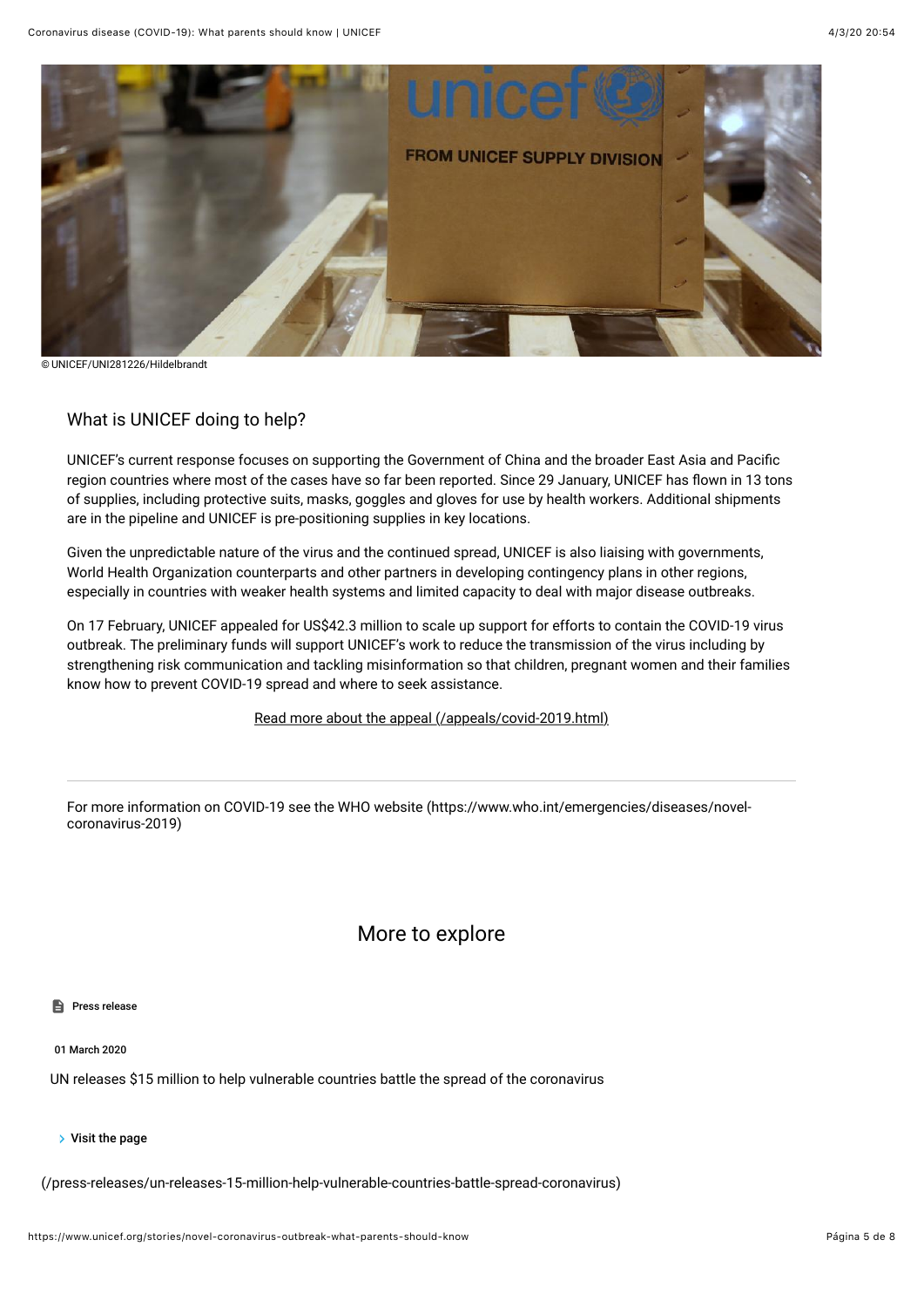© UNICEF/UNI281226/Hildelbrandt

## What is UNICEF doing to help?

UNICEF's current response focuses on supporting the Government of China and the broader East Asia and Pacific region countries where most of the cases have so far been reported. Since 29 January, UNICEF has flown in 13 tons of supplies, including protective suits, masks, goggles and gloves for use by health workers. Additional shipments are in the pipeline and UNICEF is pre-positioning supplies in key locations.

Given the unpredictable nature of the virus and the continued spread, UNICEF is also liaising with governments, World Health Organization counterparts and other partners in developing contingency plans in other regions, especially in countries with weaker health systems and limited capacity to deal with major disease outbreaks.

On 17 February, UNICEF appealed for US$42.3 million to scale up support for efforts to contain the COVID-19 virus outbreak. The preliminary funds will support UNICEF's work to reduce the transmission of the virus including by strengthening risk communication and tackling misinformation so that children, pregnant women and their families know how to prevent COVID-19 spread and where to seek assistance.

Read more about the appeal (/appeals/covid-2019.html)

---

For more information on COVID-19 see the WHO website (https://www.who.int/emergencies/diseases/novel-coronavirus-2019)

## More to explore

Press release

01 March 2020

UN releases $15 million to help vulnerable countries battle the spread of the coronavirus

Visit the page

(/press-releases/un-releases-15-million-help-vulnerable-countries-battle-spread-coronavirus)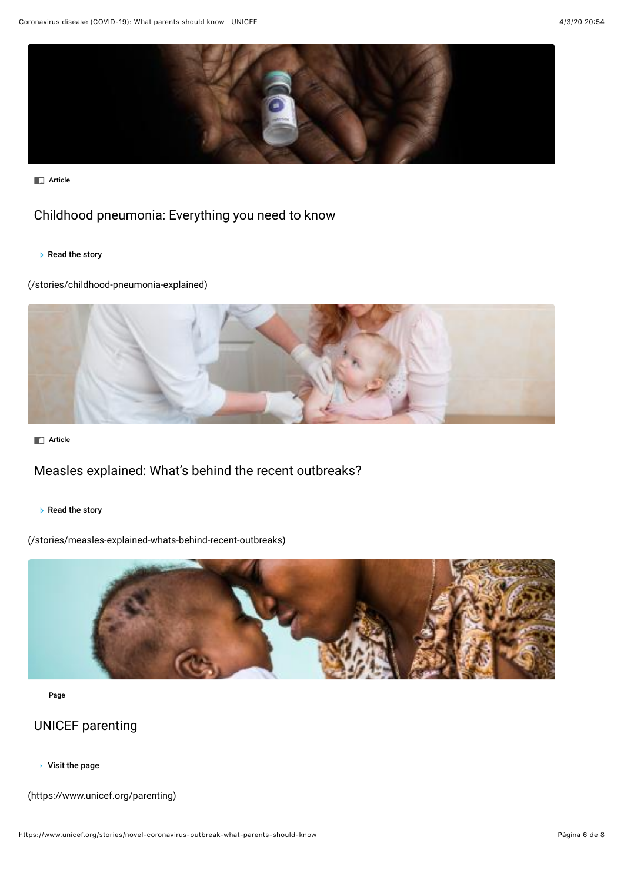Article

## Childhood pneumonia: Everything you need to know

Read the story

(/stories/childhood-pneumonia-explained)

Article

## Measles explained: What's behind the recent outbreaks?

Read the story

(/stories/measles-explained-whats-behind-recent-outbreaks)

Page

## UNICEF parenting

Visit the page

(https://www.unicef.org/parenting)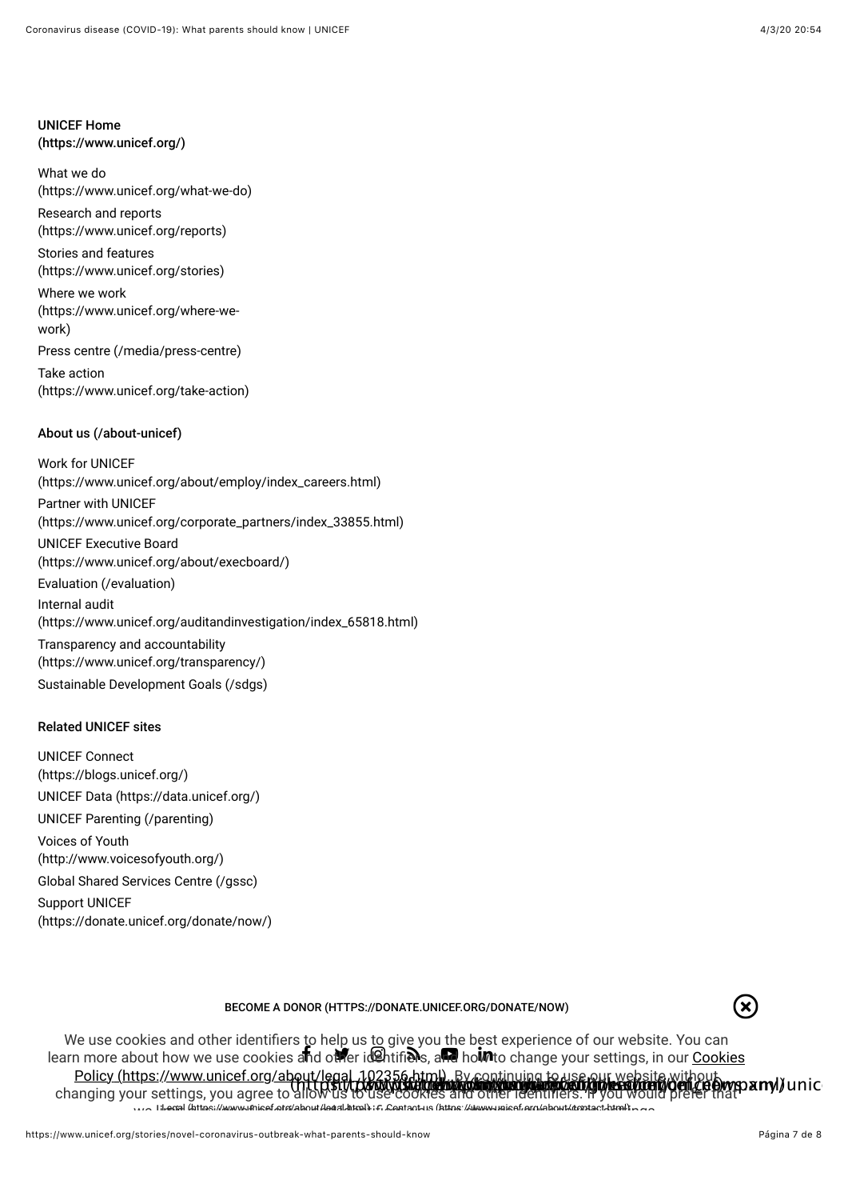**UNICEF Home (https://www.unicef.org/)**

What we do (https://www.unicef.org/what-we-do)

Research and reports (https://www.unicef.org/reports)

Stories and features (https://www.unicef.org/stories)

Where we work (https://www.unicef.org/where-we-work)

Press centre (/media/press-centre)

Take action (https://www.unicef.org/take-action)

**About us (/about-unicef)**

Work for UNICEF (https://www.unicef.org/about/employ/index_careers.html)

Partner with UNICEF (https://www.unicef.org/corporate_partners/index_33855.html)

UNICEF Executive Board (https://www.unicef.org/about/execboard/)

Evaluation (/evaluation)

Internal audit (https://www.unicef.org/auditandinvestigation/index_65818.html)

Transparency and accountability (https://www.unicef.org/transparency/)

Sustainable Development Goals (/sdgs)

**Related UNICEF sites**

UNICEF Connect (https://blogs.unicef.org/)

UNICEF Data (https://data.unicef.org/)

UNICEF Parenting (/parenting)

Voices of Youth (http://www.voicesofyouth.org/)

Global Shared Services Centre (/gssc)

Support UNICEF (https://donate.unicef.org/donate/now/)

BECOME A DONOR (HTTPS://DONATE.UNICEF.ORG/DONATE/NOW)

We use cookies and other identifiers to help us to give you the best experience of our website. You can learn more about how we use cookies and other identifiers, and how to change your settings, in our Cookies Policy (https://www.unicef.org/about/legal_102356.html). By continuing to use our website without changing your settings, you agree to allow us to use cookies and other identifiers. If you would prefer that

Legal (https://www.unicef.org/about/legal.html) | Contact us (https://www.unicef.org/about/contact.html)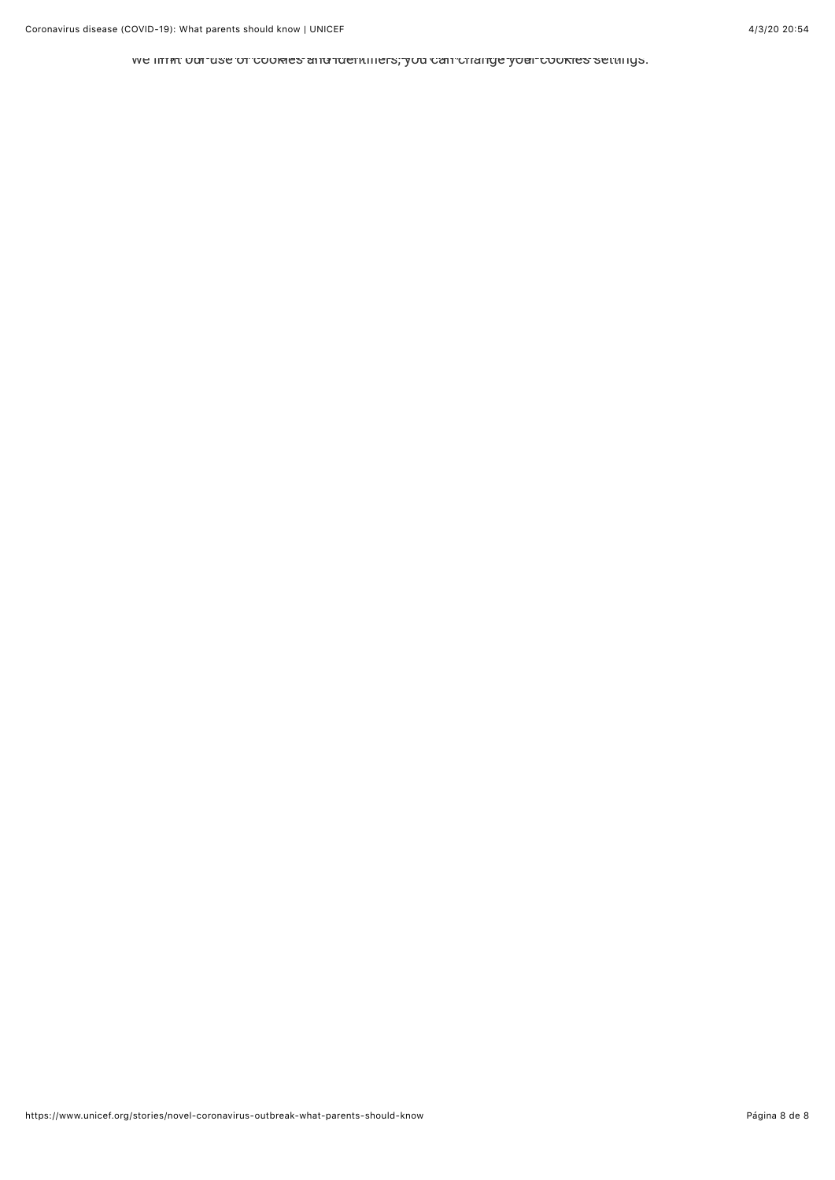We limit our use of cookies and identifiers; you can change your cookies settings.